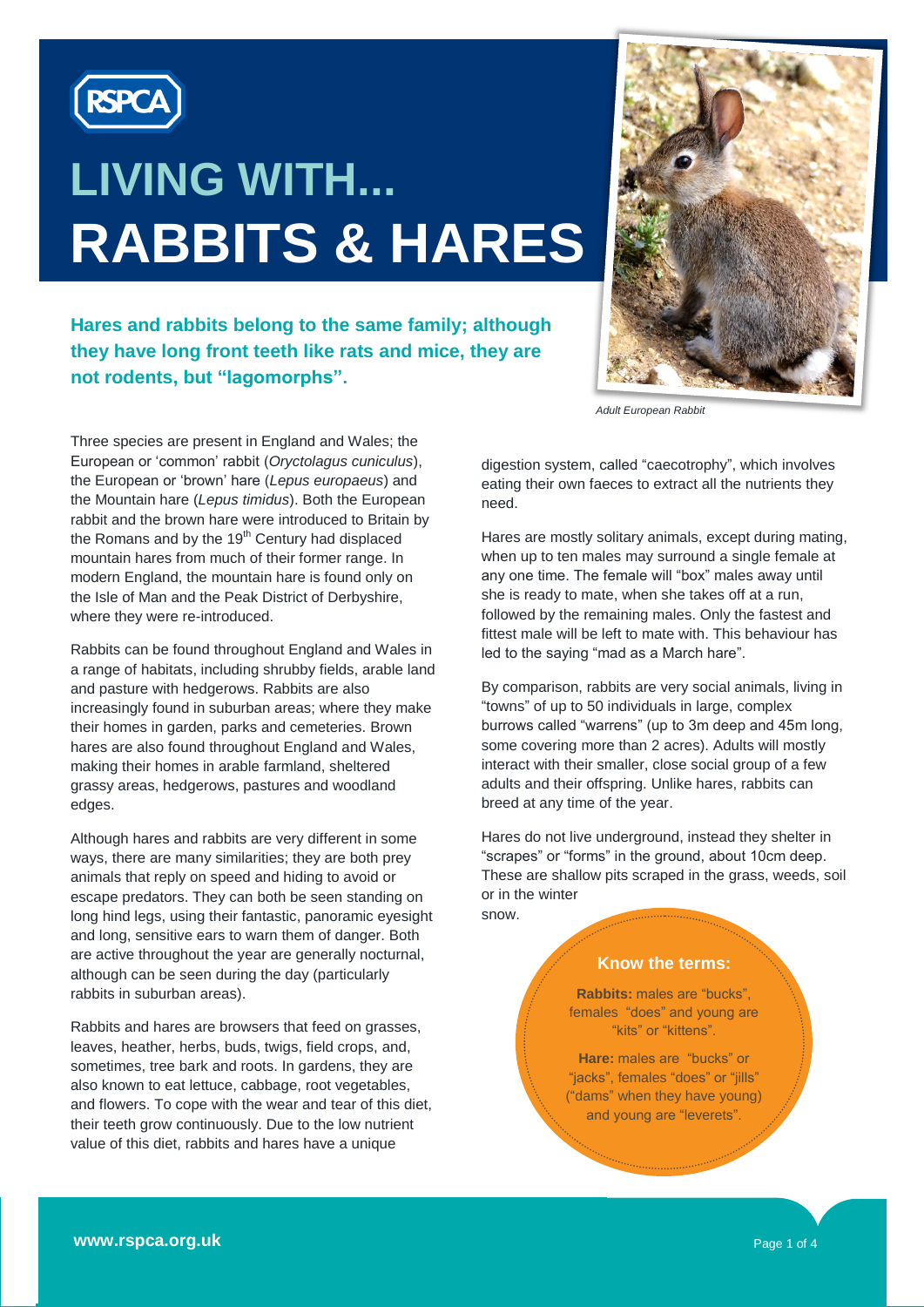RSPCA

# LIVING WITH... RABBITS & HARES

**Hares and rabbits belong to the same family; although they have long front teeth like rats and mice, they are not rodents, but "lagomorphs".**

Adult European Rabbit

Three species are present in England and Wales; the European or 'common' rabbit (*Oryctolagus cuniculus*), the European or 'brown' hare (*Lepus europaeus*) and the Mountain hare (*Lepus timidus*). Both the European rabbit and the brown hare were introduced to Britain by the Romans and by the 19th Century had displaced mountain hares from much of their former range. In modern England, the mountain hare is found only on the Isle of Man and the Peak District of Derbyshire, where they were re-introduced.

Rabbits can be found throughout England and Wales in a range of habitats, including shrubby fields, arable land and pasture with hedgerows. Rabbits are also increasingly found in suburban areas; where they make their homes in garden, parks and cemeteries. Brown hares are also found throughout England and Wales, making their homes in arable farmland, sheltered grassy areas, hedgerows, pastures and woodland edges.

Although hares and rabbits are very different in some ways, there are many similarities; they are both prey animals that reply on speed and hiding to avoid or escape predators. They can both be seen standing on long hind legs, using their fantastic, panoramic eyesight and long, sensitive ears to warn them of danger. Both are active throughout the year are generally nocturnal, although can be seen during the day (particularly rabbits in suburban areas).

Rabbits and hares are browsers that feed on grasses, leaves, heather, herbs, buds, twigs, field crops, and, sometimes, tree bark and roots. In gardens, they are also known to eat lettuce, cabbage, root vegetables, and flowers. To cope with the wear and tear of this diet, their teeth grow continuously. Due to the low nutrient value of this diet, rabbits and hares have a unique digestion system, called "caecotrophy", which involves eating their own faeces to extract all the nutrients they need.

Hares are mostly solitary animals, except during mating, when up to ten males may surround a single female at any one time. The female will "box" males away until she is ready to mate, when she takes off at a run, followed by the remaining males. Only the fastest and fittest male will be left to mate with. This behaviour has led to the saying "mad as a March hare".

By comparison, rabbits are very social animals, living in "towns" of up to 50 individuals in large, complex burrows called "warrens" (up to 3m deep and 45m long, some covering more than 2 acres). Adults will mostly interact with their smaller, close social group of a few adults and their offspring. Unlike hares, rabbits can breed at any time of the year.

Hares do not live underground, instead they shelter in "scrapes" or "forms" in the ground, about 10cm deep. These are shallow pits scraped in the grass, weeds, soil or in the winter snow.

### Know the terms:

**Rabbits:** males are "bucks", females "does" and young are "kits" or "kittens".

**Hare:** males are "bucks" or "jacks", females "does" or "jills" ("dams" when they have young) and young are "leverets".

www.rspca.org.uk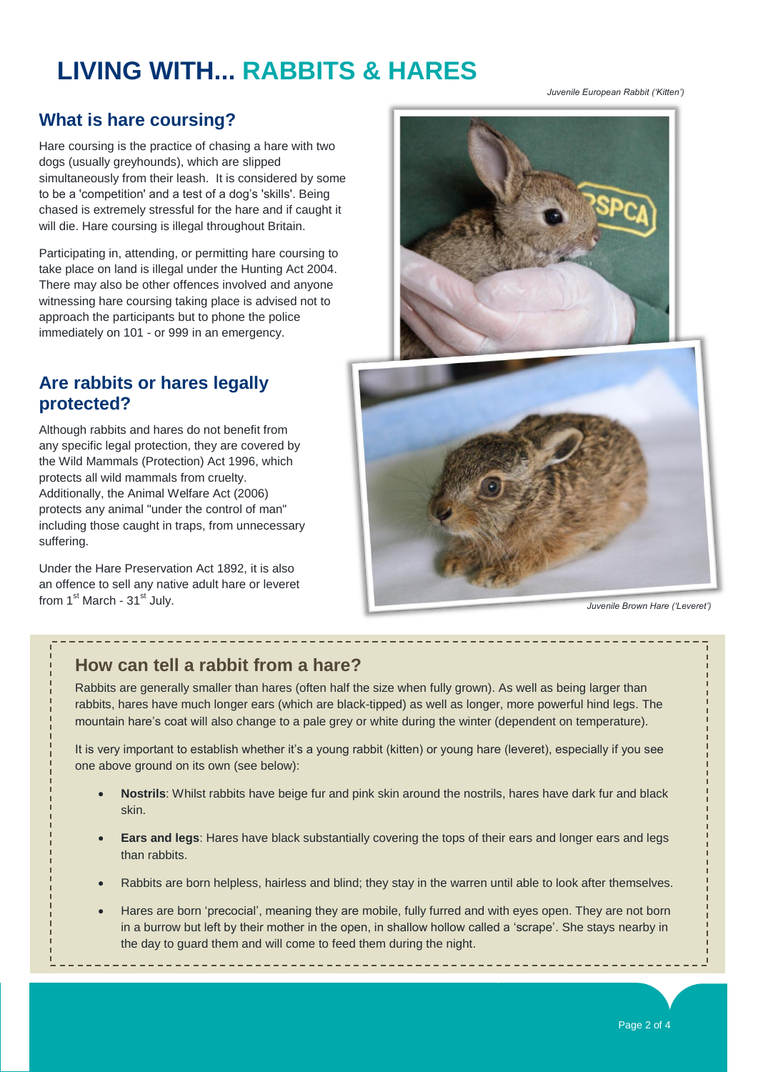# LIVING WITH... RABBITS & HARES

## What is hare coursing?

Hare coursing is the practice of chasing a hare with two dogs (usually greyhounds), which are slipped simultaneously from their leash. It is considered by some to be a 'competition' and a test of a dog's 'skills'. Being chased is extremely stressful for the hare and if caught it will die. Hare coursing is illegal throughout Britain.

Participating in, attending, or permitting hare coursing to take place on land is illegal under the Hunting Act 2004. There may also be other offences involved and anyone witnessing hare coursing taking place is advised not to approach the participants but to phone the police immediately on 101 - or 999 in an emergency.

## Are rabbits or hares legally protected?

Although rabbits and hares do not benefit from any specific legal protection, they are covered by the Wild Mammals (Protection) Act 1996, which protects all wild mammals from cruelty. Additionally, the Animal Welfare Act (2006) protects any animal "under the control of man" including those caught in traps, from unnecessary suffering.

Under the Hare Preservation Act 1892, it is also an offence to sell any native adult hare or leveret from 1st March - 31st July.

*Juvenile European Rabbit ('Kitten')*

*Juvenile Brown Hare ('Leveret')*

## How can tell a rabbit from a hare?

Rabbits are generally smaller than hares (often half the size when fully grown). As well as being larger than rabbits, hares have much longer ears (which are black-tipped) as well as longer, more powerful hind legs. The mountain hare's coat will also change to a pale grey or white during the winter (dependent on temperature).

It is very important to establish whether it's a young rabbit (kitten) or young hare (leveret), especially if you see one above ground on its own (see below):

- **Nostrils**: Whilst rabbits have beige fur and pink skin around the nostrils, hares have dark fur and black skin.
- **Ears and legs**: Hares have black substantially covering the tops of their ears and longer ears and legs than rabbits.
- Rabbits are born helpless, hairless and blind; they stay in the warren until able to look after themselves.
- Hares are born 'precocial', meaning they are mobile, fully furred and with eyes open. They are not born in a burrow but left by their mother in the open, in shallow hollow called a 'scrape'. She stays nearby in the day to guard them and will come to feed them during the night.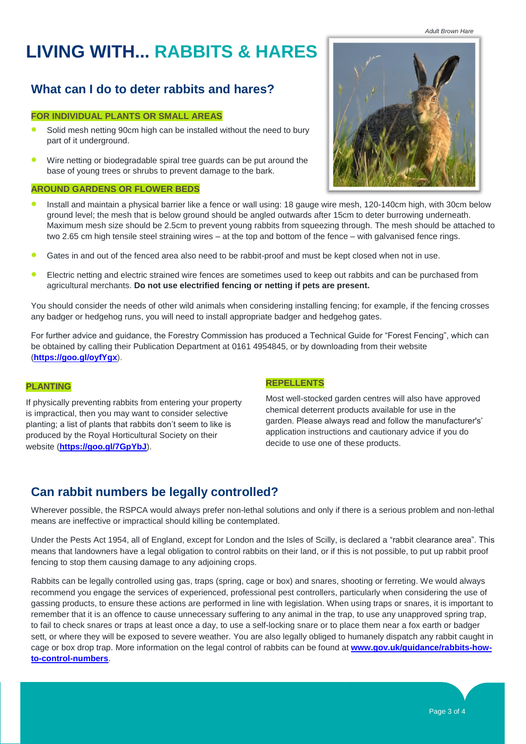# LIVING WITH... RABBITS & HARES

## What can I do to deter rabbits and hares?

### FOR INDIVIDUAL PLANTS OR SMALL AREAS

- Solid mesh netting 90cm high can be installed without the need to bury part of it underground.
- Wire netting or biodegradable spiral tree guards can be put around the base of young trees or shrubs to prevent damage to the bark.

*Adult Brown Hare*

### AROUND GARDENS OR FLOWER BEDS

- Install and maintain a physical barrier like a fence or wall using: 18 gauge wire mesh, 120-140cm high, with 30cm below ground level; the mesh that is below ground should be angled outwards after 15cm to deter burrowing underneath. Maximum mesh size should be 2.5cm to prevent young rabbits from squeezing through. The mesh should be attached to two 2.65 cm high tensile steel straining wires – at the top and bottom of the fence – with galvanised fence rings.
- Gates in and out of the fenced area also need to be rabbit-proof and must be kept closed when not in use.
- Electric netting and electric strained wire fences are sometimes used to keep out rabbits and can be purchased from agricultural merchants. **Do not use electrified fencing or netting if pets are present.**

You should consider the needs of other wild animals when considering installing fencing; for example, if the fencing crosses any badger or hedgehog runs, you will need to install appropriate badger and hedgehog gates.

For further advice and guidance, the Forestry Commission has produced a Technical Guide for "Forest Fencing", which can be obtained by calling their Publication Department at 0161 4954845, or by downloading from their website (**https://goo.gl/oyfYgx**).

### PLANTING

If physically preventing rabbits from entering your property is impractical, then you may want to consider selective planting; a list of plants that rabbits don't seem to like is produced by the Royal Horticultural Society on their website (**https://goo.gl/7GpYbJ**).

### REPELLENTS

Most well-stocked garden centres will also have approved chemical deterrent products available for use in the garden. Please always read and follow the manufacturer's' application instructions and cautionary advice if you do decide to use one of these products.

## Can rabbit numbers be legally controlled?

Wherever possible, the RSPCA would always prefer non-lethal solutions and only if there is a serious problem and non-lethal means are ineffective or impractical should killing be contemplated.

Under the Pests Act 1954, all of England, except for London and the Isles of Scilly, is declared a "rabbit clearance area". This means that landowners have a legal obligation to control rabbits on their land, or if this is not possible, to put up rabbit proof fencing to stop them causing damage to any adjoining crops.

Rabbits can be legally controlled using gas, traps (spring, cage or box) and snares, shooting or ferreting. We would always recommend you engage the services of experienced, professional pest controllers, particularly when considering the use of gassing products, to ensure these actions are performed in line with legislation. When using traps or snares, it is important to remember that it is an offence to cause unnecessary suffering to any animal in the trap, to use any unapproved spring trap, to fail to check snares or traps at least once a day, to use a self-locking snare or to place them near a fox earth or badger sett, or where they will be exposed to severe weather. You are also legally obliged to humanely dispatch any rabbit caught in cage or box drop trap. More information on the legal control of rabbits can be found at **www.gov.uk/guidance/rabbits-how-to-control-numbers**.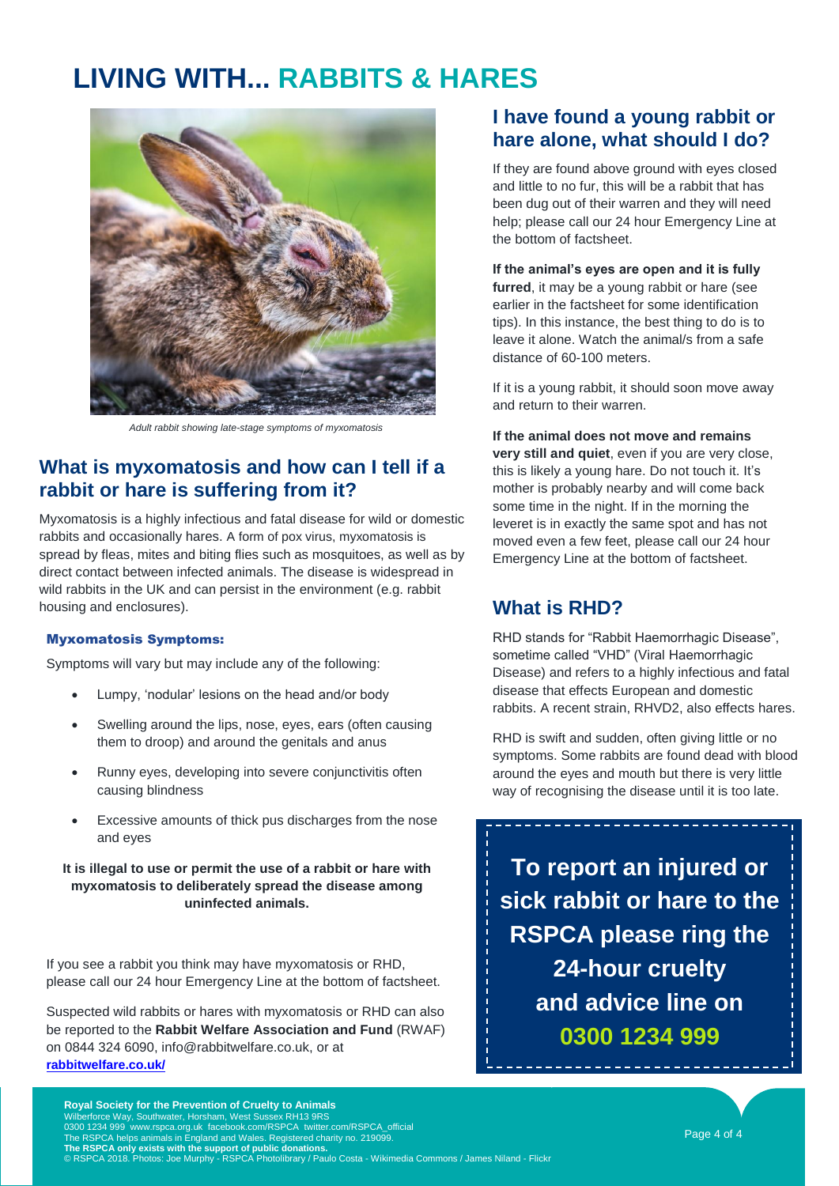# LIVING WITH... RABBITS & HARES

*Adult rabbit showing late-stage symptoms of myxomatosis*

## What is myxomatosis and how can I tell if a rabbit or hare is suffering from it?

Myxomatosis is a highly infectious and fatal disease for wild or domestic rabbits and occasionally hares. A form of pox virus, myxomatosis is spread by fleas, mites and biting flies such as mosquitoes, as well as by direct contact between infected animals. The disease is widespread in wild rabbits in the UK and can persist in the environment (e.g. rabbit housing and enclosures).

### Myxomatosis Symptoms:

Symptoms will vary but may include any of the following:

- Lumpy, 'nodular' lesions on the head and/or body
- Swelling around the lips, nose, eyes, ears (often causing them to droop) and around the genitals and anus
- Runny eyes, developing into severe conjunctivitis often causing blindness
- Excessive amounts of thick pus discharges from the nose and eyes

**It is illegal to use or permit the use of a rabbit or hare with myxomatosis to deliberately spread the disease among uninfected animals.**

If you see a rabbit you think may have myxomatosis or RHD, please call our 24 hour Emergency Line at the bottom of factsheet.

Suspected wild rabbits or hares with myxomatosis or RHD can also be reported to the **Rabbit Welfare Association and Fund** (RWAF) on 0844 324 6090, info@rabbitwelfare.co.uk, or at **rabbitwelfare.co.uk/**

## I have found a young rabbit or hare alone, what should I do?

If they are found above ground with eyes closed and little to no fur, this will be a rabbit that has been dug out of their warren and they will need help; please call our 24 hour Emergency Line at the bottom of factsheet.

**If the animal's eyes are open and it is fully furred**, it may be a young rabbit or hare (see earlier in the factsheet for some identification tips). In this instance, the best thing to do is to leave it alone. Watch the animal/s from a safe distance of 60-100 meters.

If it is a young rabbit, it should soon move away and return to their warren.

**If the animal does not move and remains very still and quiet**, even if you are very close, this is likely a young hare. Do not touch it. It's mother is probably nearby and will come back some time in the night. If in the morning the leveret is in exactly the same spot and has not moved even a few feet, please call our 24 hour Emergency Line at the bottom of factsheet.

## What is RHD?

RHD stands for "Rabbit Haemorrhagic Disease", sometime called "VHD" (Viral Haemorrhagic Disease) and refers to a highly infectious and fatal disease that effects European and domestic rabbits. A recent strain, RHVD2, also effects hares.

RHD is swift and sudden, often giving little or no symptoms. Some rabbits are found dead with blood around the eyes and mouth but there is very little way of recognising the disease until it is too late.

**To report an injured or sick rabbit or hare to the RSPCA please ring the 24-hour cruelty and advice line on 0300 1234 999**

**Royal Society for the Prevention of Cruelty to Animals**
Wilberforce Way, Southwater, Horsham, West Sussex RH13 9RS
0300 1234 999 www.rspca.org.uk facebook.com/RSPCA twitter.com/RSPCA_official
The RSPCA helps animals in England and Wales. Registered charity no. 219099.
**The RSPCA only exists with the support of public donations.**
© RSPCA 2018. Photos: Joe Murphy - RSPCA Photolibrary / Paulo Costa - Wikimedia Commons / James Niland - Flickr